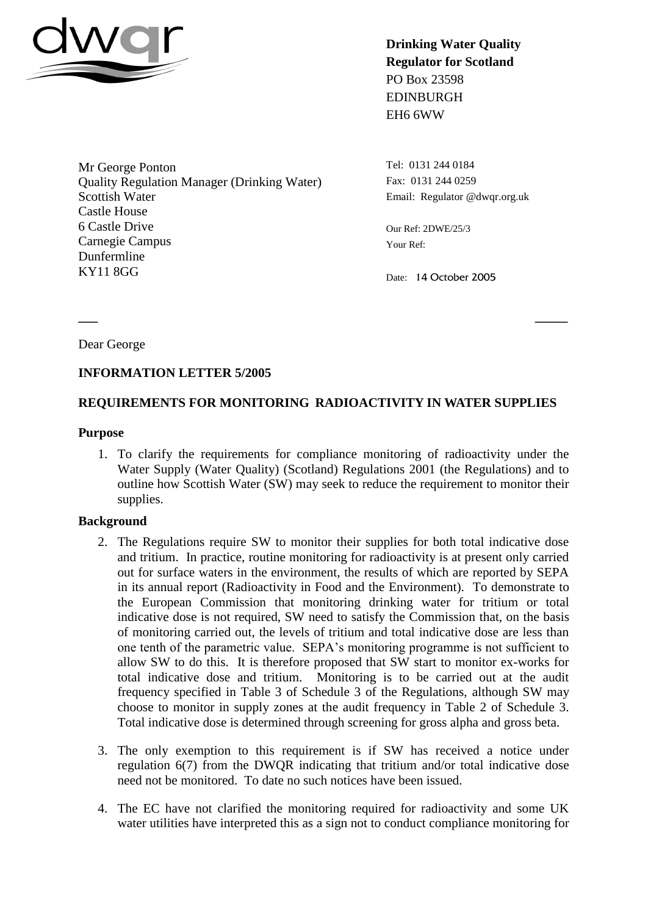**Drinking Water Quality Regulator for Scotland**
PO Box 23598
EDINBURGH
EH6 6WW

Mr George Ponton
Quality Regulation Manager (Drinking Water)
Scottish Water
Castle House
6 Castle Drive
Carnegie Campus
Dunfermline
KY11 8GG

Tel: 0131 244 0184
Fax: 0131 244 0259
Email: Regulator @dwqr.org.uk

Our Ref: 2DWE/25/3
Your Ref:

Date: 14 October 2005

Dear George

**INFORMATION LETTER 5/2005**

**REQUIREMENTS FOR MONITORING RADIOACTIVITY IN WATER SUPPLIES**

**Purpose**

1. To clarify the requirements for compliance monitoring of radioactivity under the Water Supply (Water Quality) (Scotland) Regulations 2001 (the Regulations) and to outline how Scottish Water (SW) may seek to reduce the requirement to monitor their supplies.

**Background**

2. The Regulations require SW to monitor their supplies for both total indicative dose and tritium. In practice, routine monitoring for radioactivity is at present only carried out for surface waters in the environment, the results of which are reported by SEPA in its annual report (Radioactivity in Food and the Environment). To demonstrate to the European Commission that monitoring drinking water for tritium or total indicative dose is not required, SW need to satisfy the Commission that, on the basis of monitoring carried out, the levels of tritium and total indicative dose are less than one tenth of the parametric value. SEPA's monitoring programme is not sufficient to allow SW to do this. It is therefore proposed that SW start to monitor ex-works for total indicative dose and tritium. Monitoring is to be carried out at the audit frequency specified in Table 3 of Schedule 3 of the Regulations, although SW may choose to monitor in supply zones at the audit frequency in Table 2 of Schedule 3. Total indicative dose is determined through screening for gross alpha and gross beta.

3. The only exemption to this requirement is if SW has received a notice under regulation 6(7) from the DWQR indicating that tritium and/or total indicative dose need not be monitored. To date no such notices have been issued.

4. The EC have not clarified the monitoring required for radioactivity and some UK water utilities have interpreted this as a sign not to conduct compliance monitoring for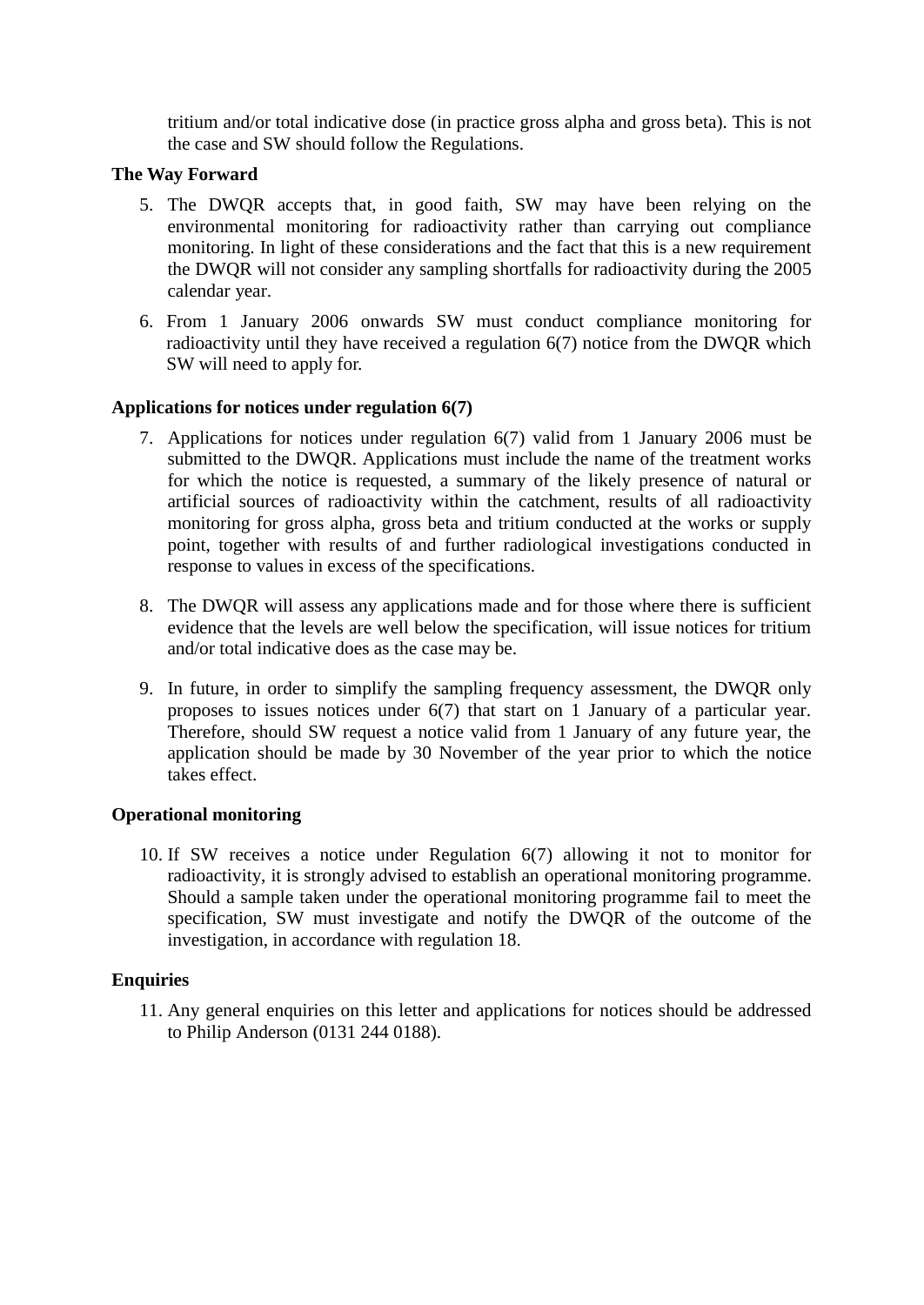tritium and/or total indicative dose (in practice gross alpha and gross beta). This is not the case and SW should follow the Regulations.

**The Way Forward**

5. The DWQR accepts that, in good faith, SW may have been relying on the environmental monitoring for radioactivity rather than carrying out compliance monitoring. In light of these considerations and the fact that this is a new requirement the DWQR will not consider any sampling shortfalls for radioactivity during the 2005 calendar year.
6. From 1 January 2006 onwards SW must conduct compliance monitoring for radioactivity until they have received a regulation 6(7) notice from the DWQR which SW will need to apply for.

**Applications for notices under regulation 6(7)**

7. Applications for notices under regulation 6(7) valid from 1 January 2006 must be submitted to the DWQR. Applications must include the name of the treatment works for which the notice is requested, a summary of the likely presence of natural or artificial sources of radioactivity within the catchment, results of all radioactivity monitoring for gross alpha, gross beta and tritium conducted at the works or supply point, together with results of and further radiological investigations conducted in response to values in excess of the specifications.

8. The DWQR will assess any applications made and for those where there is sufficient evidence that the levels are well below the specification, will issue notices for tritium and/or total indicative does as the case may be.

9. In future, in order to simplify the sampling frequency assessment, the DWQR only proposes to issues notices under 6(7) that start on 1 January of a particular year. Therefore, should SW request a notice valid from 1 January of any future year, the application should be made by 30 November of the year prior to which the notice takes effect.

**Operational monitoring**

10. If SW receives a notice under Regulation 6(7) allowing it not to monitor for radioactivity, it is strongly advised to establish an operational monitoring programme. Should a sample taken under the operational monitoring programme fail to meet the specification, SW must investigate and notify the DWQR of the outcome of the investigation, in accordance with regulation 18.

**Enquiries**

11. Any general enquiries on this letter and applications for notices should be addressed to Philip Anderson (0131 244 0188).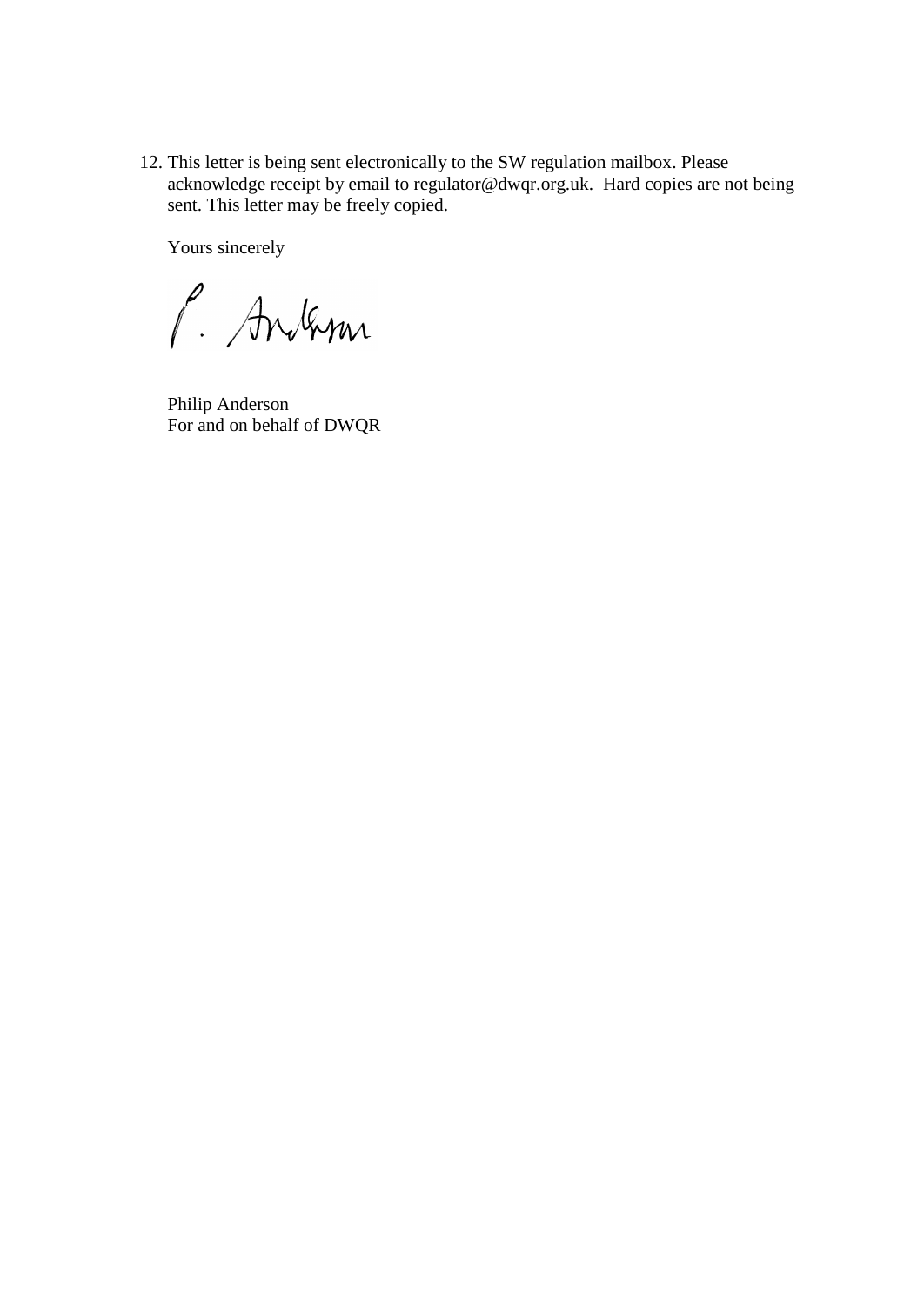12. This letter is being sent electronically to the SW regulation mailbox. Please acknowledge receipt by email to regulator@dwqr.org.uk. Hard copies are not being sent. This letter may be freely copied.

Yours sincerely

Philip Anderson
For and on behalf of DWQR